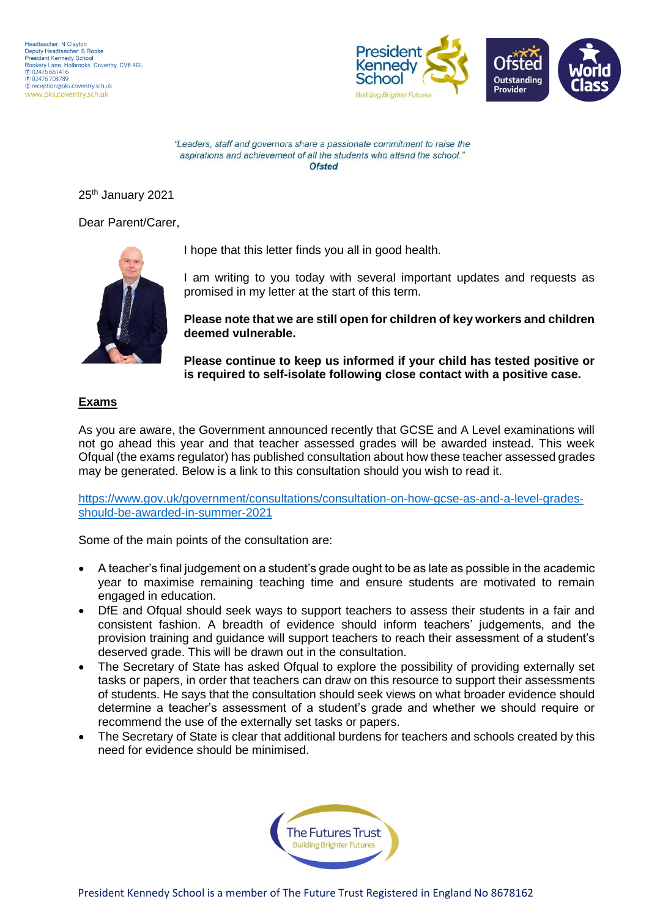Headteacher: N Clayton
Deputy Headteacher: S Rooke
President Kennedy School
Rookery Lane, Holbrooks, Coventry, CV6 4GL
T 02476 661416
F 02476 703789
E reception@pks.coventry.sch.uk
www.pks.coventry.sch.uk

*"Leaders, staff and governors share a passionate commitment to raise the aspirations and achievement of all the students who attend the school."*
***Ofsted***

25th January 2021

Dear Parent/Carer,

I hope that this letter finds you all in good health.

I am writing to you today with several important updates and requests as promised in my letter at the start of this term.

**Please note that we are still open for children of key workers and children deemed vulnerable.**

**Please continue to keep us informed if your child has tested positive or is required to self-isolate following close contact with a positive case.**

## Exams

As you are aware, the Government announced recently that GCSE and A Level examinations will not go ahead this year and that teacher assessed grades will be awarded instead. This week Ofqual (the exams regulator) has published consultation about how these teacher assessed grades may be generated. Below is a link to this consultation should you wish to read it.

https://www.gov.uk/government/consultations/consultation-on-how-gcse-as-and-a-level-grades-should-be-awarded-in-summer-2021

Some of the main points of the consultation are:

- A teacher's final judgement on a student's grade ought to be as late as possible in the academic year to maximise remaining teaching time and ensure students are motivated to remain engaged in education.
- DfE and Ofqual should seek ways to support teachers to assess their students in a fair and consistent fashion. A breadth of evidence should inform teachers' judgements, and the provision training and guidance will support teachers to reach their assessment of a student's deserved grade. This will be drawn out in the consultation.
- The Secretary of State has asked Ofqual to explore the possibility of providing externally set tasks or papers, in order that teachers can draw on this resource to support their assessments of students. He says that the consultation should seek views on what broader evidence should determine a teacher's assessment of a student's grade and whether we should require or recommend the use of the externally set tasks or papers.
- The Secretary of State is clear that additional burdens for teachers and schools created by this need for evidence should be minimised.

President Kennedy School is a member of The Future Trust Registered in England No 8678162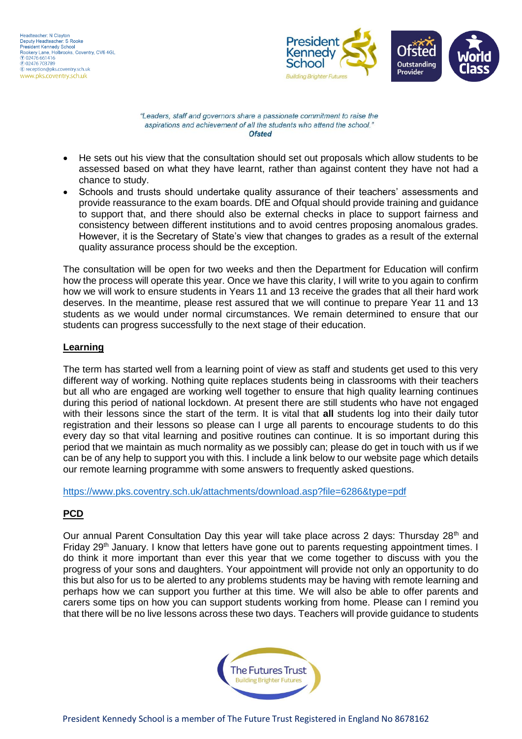- He sets out his view that the consultation should set out proposals which allow students to be assessed based on what they have learnt, rather than against content they have not had a chance to study.
- Schools and trusts should undertake quality assurance of their teachers' assessments and provide reassurance to the exam boards. DfE and Ofqual should provide training and guidance to support that, and there should also be external checks in place to support fairness and consistency between different institutions and to avoid centres proposing anomalous grades. However, it is the Secretary of State's view that changes to grades as a result of the external quality assurance process should be the exception.

The consultation will be open for two weeks and then the Department for Education will confirm how the process will operate this year. Once we have this clarity, I will write to you again to confirm how we will work to ensure students in Years 11 and 13 receive the grades that all their hard work deserves. In the meantime, please rest assured that we will continue to prepare Year 11 and 13 students as we would under normal circumstances. We remain determined to ensure that our students can progress successfully to the next stage of their education.

**Learning**

The term has started well from a learning point of view as staff and students get used to this very different way of working. Nothing quite replaces students being in classrooms with their teachers but all who are engaged are working well together to ensure that high quality learning continues during this period of national lockdown. At present there are still students who have not engaged with their lessons since the start of the term. It is vital that **all** students log into their daily tutor registration and their lessons so please can I urge all parents to encourage students to do this every day so that vital learning and positive routines can continue. It is so important during this period that we maintain as much normality as we possibly can; please do get in touch with us if we can be of any help to support you with this. I include a link below to our website page which details our remote learning programme with some answers to frequently asked questions.

https://www.pks.coventry.sch.uk/attachments/download.asp?file=6286&type=pdf

**PCD**

Our annual Parent Consultation Day this year will take place across 2 days: Thursday 28th and Friday 29th January. I know that letters have gone out to parents requesting appointment times. I do think it more important than ever this year that we come together to discuss with you the progress of your sons and daughters. Your appointment will provide not only an opportunity to do this but also for us to be alerted to any problems students may be having with remote learning and perhaps how we can support you further at this time. We will also be able to offer parents and carers some tips on how you can support students working from home. Please can I remind you that there will be no live lessons across these two days. Teachers will provide guidance to students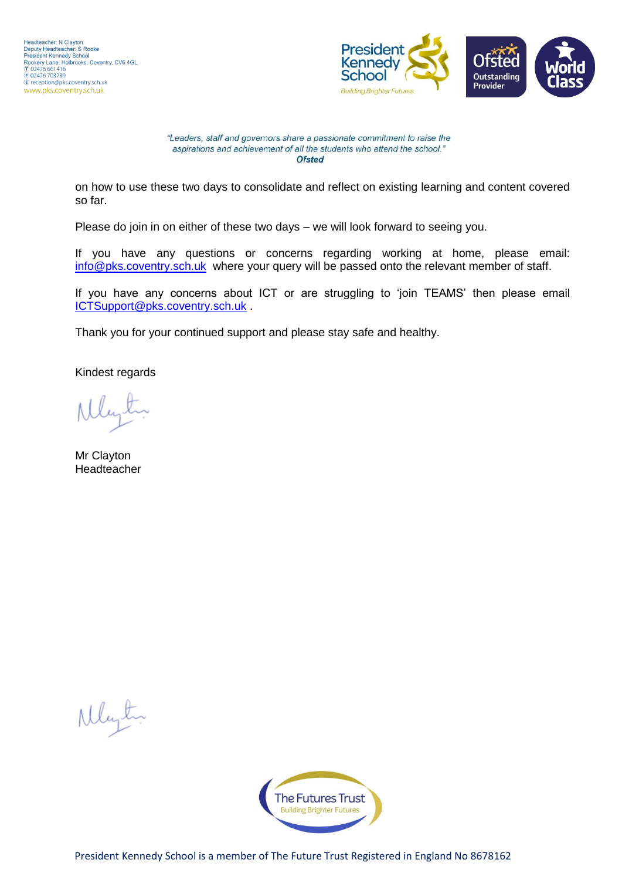Headteacher: N Clayton
Deputy Headteacher: S Rooke
President Kennedy School
Rookery Lane, Holbrooks, Coventry, CV6 4GL
T 02476 661416
F 02476 703789
E reception@pks.coventry.sch.uk
www.pks.coventry.sch.uk

*"Leaders, staff and governors share a passionate commitment to raise the aspirations and achievement of all the students who attend the school."*
***Ofsted***

on how to use these two days to consolidate and reflect on existing learning and content covered so far.

Please do join in on either of these two days – we will look forward to seeing you.

If you have any questions or concerns regarding working at home, please email: info@pks.coventry.sch.uk where your query will be passed onto the relevant member of staff.

If you have any concerns about ICT or are struggling to 'join TEAMS' then please email ICTSupport@pks.coventry.sch.uk .

Thank you for your continued support and please stay safe and healthy.

Kindest regards

Mr Clayton
Headteacher

President Kennedy School is a member of The Future Trust Registered in England No 8678162